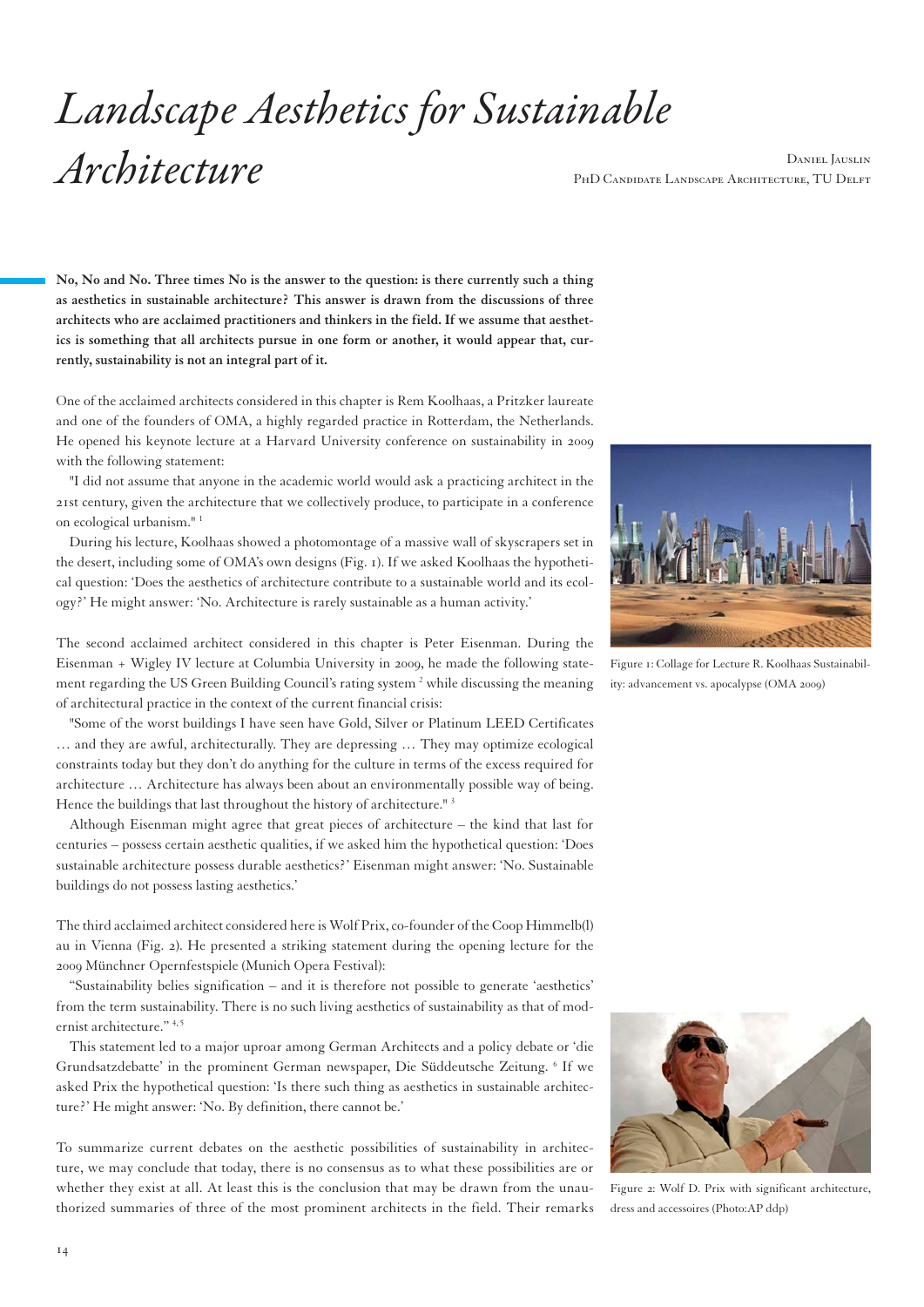# *Landscape Aesthetics for Sustainable Architecture*

Daniel Jauslin
PhD Candidate Landscape Architecture, TU Delft

**No, No and No. Three times No is the answer to the question: is there currently such a thing as aesthetics in sustainable architecture? This answer is drawn from the discussions of three architects who are acclaimed practitioners and thinkers in the field. If we assume that aesthetics is something that all architects pursue in one form or another, it would appear that, currently, sustainability is not an integral part of it.**

One of the acclaimed architects considered in this chapter is Rem Koolhaas, a Pritzker laureate and one of the founders of OMA, a highly regarded practice in Rotterdam, the Netherlands. He opened his keynote lecture at a Harvard University conference on sustainability in 2009 with the following statement:

"I did not assume that anyone in the academic world would ask a practicing architect in the 21st century, given the architecture that we collectively produce, to participate in a conference on ecological urbanism." [1]

During his lecture, Koolhaas showed a photomontage of a massive wall of skyscrapers set in the desert, including some of OMA's own designs (Fig. 1). If we asked Koolhaas the hypothetical question: 'Does the aesthetics of architecture contribute to a sustainable world and its ecology?' He might answer: 'No. Architecture is rarely sustainable as a human activity.'

Figure 1: Collage for Lecture R. Koolhaas Sustainability: advancement vs. apocalypse (OMA 2009)

The second acclaimed architect considered in this chapter is Peter Eisenman. During the Eisenman + Wigley IV lecture at Columbia University in 2009, he made the following statement regarding the US Green Building Council's rating system [2] while discussing the meaning of architectural practice in the context of the current financial crisis:

"Some of the worst buildings I have seen have Gold, Silver or Platinum LEED Certificates … and they are awful, architecturally. They are depressing … They may optimize ecological constraints today but they don't do anything for the culture in terms of the excess required for architecture … Architecture has always been about an environmentally possible way of being. Hence the buildings that last throughout the history of architecture." [3]

Although Eisenman might agree that great pieces of architecture – the kind that last for centuries – possess certain aesthetic qualities, if we asked him the hypothetical question: 'Does sustainable architecture possess durable aesthetics?' Eisenman might answer: 'No. Sustainable buildings do not possess lasting aesthetics.'

The third acclaimed architect considered here is Wolf Prix, co-founder of the Coop Himmelb(l)au in Vienna (Fig. 2). He presented a striking statement during the opening lecture for the 2009 Münchner Opernfestspiele (Munich Opera Festival):

"Sustainability belies signification – and it is therefore not possible to generate 'aesthetics' from the term sustainability. There is no such living aesthetics of sustainability as that of modernist architecture." [4, 5]

This statement led to a major uproar among German Architects and a policy debate or 'die Grundsatzdebatte' in the prominent German newspaper, Die Süddeutsche Zeitung. [6] If we asked Prix the hypothetical question: 'Is there such thing as aesthetics in sustainable architecture?' He might answer: 'No. By definition, there cannot be.'

Figure 2: Wolf D. Prix with significant architecture, dress and accessoires (Photo:AP ddp)

To summarize current debates on the aesthetic possibilities of sustainability in architecture, we may conclude that today, there is no consensus as to what these possibilities are or whether they exist at all. At least this is the conclusion that may be drawn from the unauthorized summaries of three of the most prominent architects in the field. Their remarks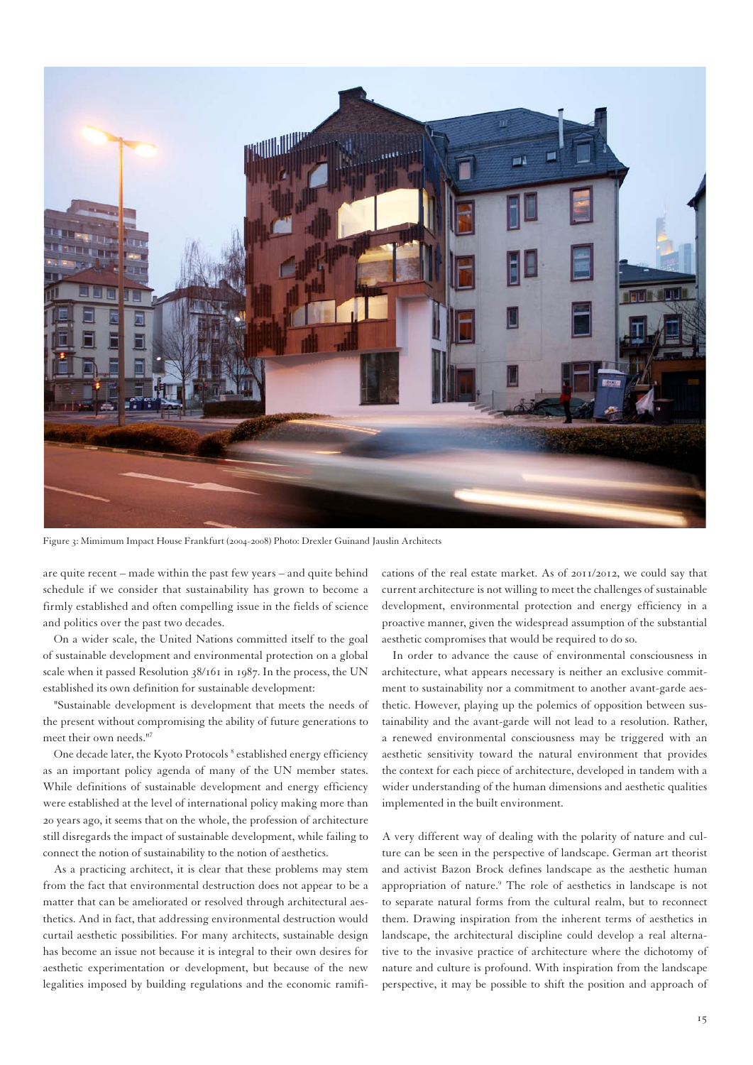Figure 3: Mimimum Impact House Frankfurt (2004-2008) Photo: Drexler Guinand Jauslin Architects

are quite recent – made within the past few years – and quite behind schedule if we consider that sustainability has grown to become a firmly established and often compelling issue in the fields of science and politics over the past two decades.

On a wider scale, the United Nations committed itself to the goal of sustainable development and environmental protection on a global scale when it passed Resolution 38/161 in 1987. In the process, the UN established its own definition for sustainable development:

"Sustainable development is development that meets the needs of the present without compromising the ability of future generations to meet their own needs."[7]

One decade later, the Kyoto Protocols[8] established energy efficiency as an important policy agenda of many of the UN member states. While definitions of sustainable development and energy efficiency were established at the level of international policy making more than 20 years ago, it seems that on the whole, the profession of architecture still disregards the impact of sustainable development, while failing to connect the notion of sustainability to the notion of aesthetics.

As a practicing architect, it is clear that these problems may stem from the fact that environmental destruction does not appear to be a matter that can be ameliorated or resolved through architectural aesthetics. And in fact, that addressing environmental destruction would curtail aesthetic possibilities. For many architects, sustainable design has become an issue not because it is integral to their own desires for aesthetic experimentation or development, but because of the new legalities imposed by building regulations and the economic ramifications of the real estate market. As of 2011/2012, we could say that current architecture is not willing to meet the challenges of sustainable development, environmental protection and energy efficiency in a proactive manner, given the widespread assumption of the substantial aesthetic compromises that would be required to do so.

In order to advance the cause of environmental consciousness in architecture, what appears necessary is neither an exclusive commitment to sustainability nor a commitment to another avant-garde aesthetic. However, playing up the polemics of opposition between sustainability and the avant-garde will not lead to a resolution. Rather, a renewed environmental consciousness may be triggered with an aesthetic sensitivity toward the natural environment that provides the context for each piece of architecture, developed in tandem with a wider understanding of the human dimensions and aesthetic qualities implemented in the built environment.

A very different way of dealing with the polarity of nature and culture can be seen in the perspective of landscape. German art theorist and activist Bazon Brock defines landscape as the aesthetic human appropriation of nature.[9] The role of aesthetics in landscape is not to separate natural forms from the cultural realm, but to reconnect them. Drawing inspiration from the inherent terms of aesthetics in landscape, the architectural discipline could develop a real alternative to the invasive practice of architecture where the dichotomy of nature and culture is profound. With inspiration from the landscape perspective, it may be possible to shift the position and approach of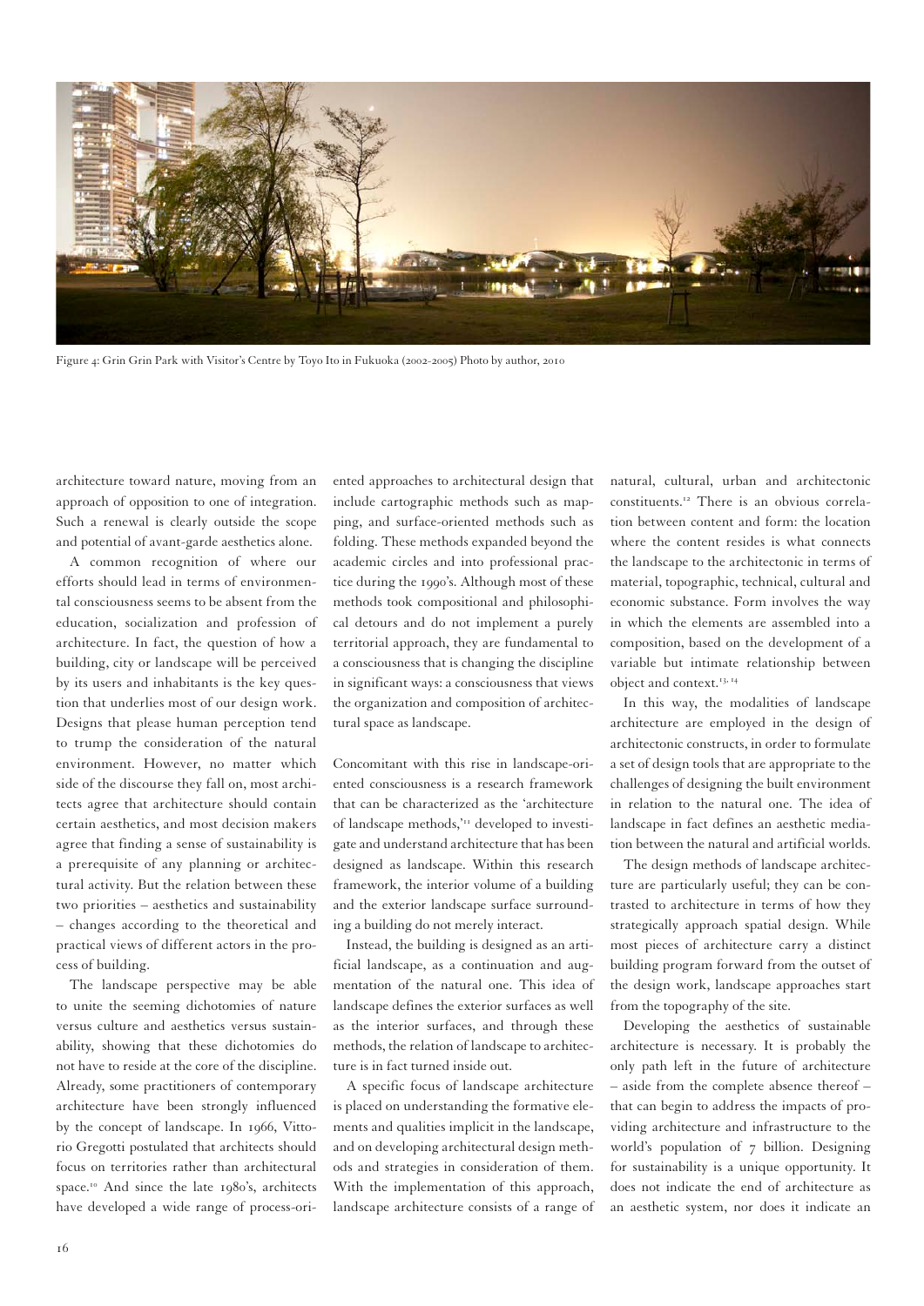Figure 4: Grin Grin Park with Visitor's Centre by Toyo Ito in Fukuoka (2002-2005) Photo by author, 2010

architecture toward nature, moving from an approach of opposition to one of integration. Such a renewal is clearly outside the scope and potential of avant-garde aesthetics alone.

A common recognition of where our efforts should lead in terms of environmental consciousness seems to be absent from the education, socialization and profession of architecture. In fact, the question of how a building, city or landscape will be perceived by its users and inhabitants is the key question that underlies most of our design work. Designs that please human perception tend to trump the consideration of the natural environment. However, no matter which side of the discourse they fall on, most architects agree that architecture should contain certain aesthetics, and most decision makers agree that finding a sense of sustainability is a prerequisite of any planning or architectural activity. But the relation between these two priorities – aesthetics and sustainability – changes according to the theoretical and practical views of different actors in the process of building.

The landscape perspective may be able to unite the seeming dichotomies of nature versus culture and aesthetics versus sustainability, showing that these dichotomies do not have to reside at the core of the discipline. Already, some practitioners of contemporary architecture have been strongly influenced by the concept of landscape. In 1966, Vittorio Gregotti postulated that architects should focus on territories rather than architectural space.[10] And since the late 1980's, architects have developed a wide range of process-oriented approaches to architectural design that include cartographic methods such as mapping, and surface-oriented methods such as folding. These methods expanded beyond the academic circles and into professional practice during the 1990's. Although most of these methods took compositional and philosophical detours and do not implement a purely territorial approach, they are fundamental to a consciousness that is changing the discipline in significant ways: a consciousness that views the organization and composition of architectural space as landscape.

Concomitant with this rise in landscape-oriented consciousness is a research framework that can be characterized as the 'architecture of landscape methods,'[11] developed to investigate and understand architecture that has been designed as landscape. Within this research framework, the interior volume of a building and the exterior landscape surface surrounding a building do not merely interact.

Instead, the building is designed as an artificial landscape, as a continuation and augmentation of the natural one. This idea of landscape defines the exterior surfaces as well as the interior surfaces, and through these methods, the relation of landscape to architecture is in fact turned inside out.

A specific focus of landscape architecture is placed on understanding the formative elements and qualities implicit in the landscape, and on developing architectural design methods and strategies in consideration of them. With the implementation of this approach, landscape architecture consists of a range of natural, cultural, urban and architectonic constituents.[12] There is an obvious correlation between content and form: the location where the content resides is what connects the landscape to the architectonic in terms of material, topographic, technical, cultural and economic substance. Form involves the way in which the elements are assembled into a composition, based on the development of a variable but intimate relationship between object and context.[13, 14]

In this way, the modalities of landscape architecture are employed in the design of architectonic constructs, in order to formulate a set of design tools that are appropriate to the challenges of designing the built environment in relation to the natural one. The idea of landscape in fact defines an aesthetic mediation between the natural and artificial worlds.

The design methods of landscape architecture are particularly useful; they can be contrasted to architecture in terms of how they strategically approach spatial design. While most pieces of architecture carry a distinct building program forward from the outset of the design work, landscape approaches start from the topography of the site.

Developing the aesthetics of sustainable architecture is necessary. It is probably the only path left in the future of architecture – aside from the complete absence thereof – that can begin to address the impacts of providing architecture and infrastructure to the world's population of 7 billion. Designing for sustainability is a unique opportunity. It does not indicate the end of architecture as an aesthetic system, nor does it indicate an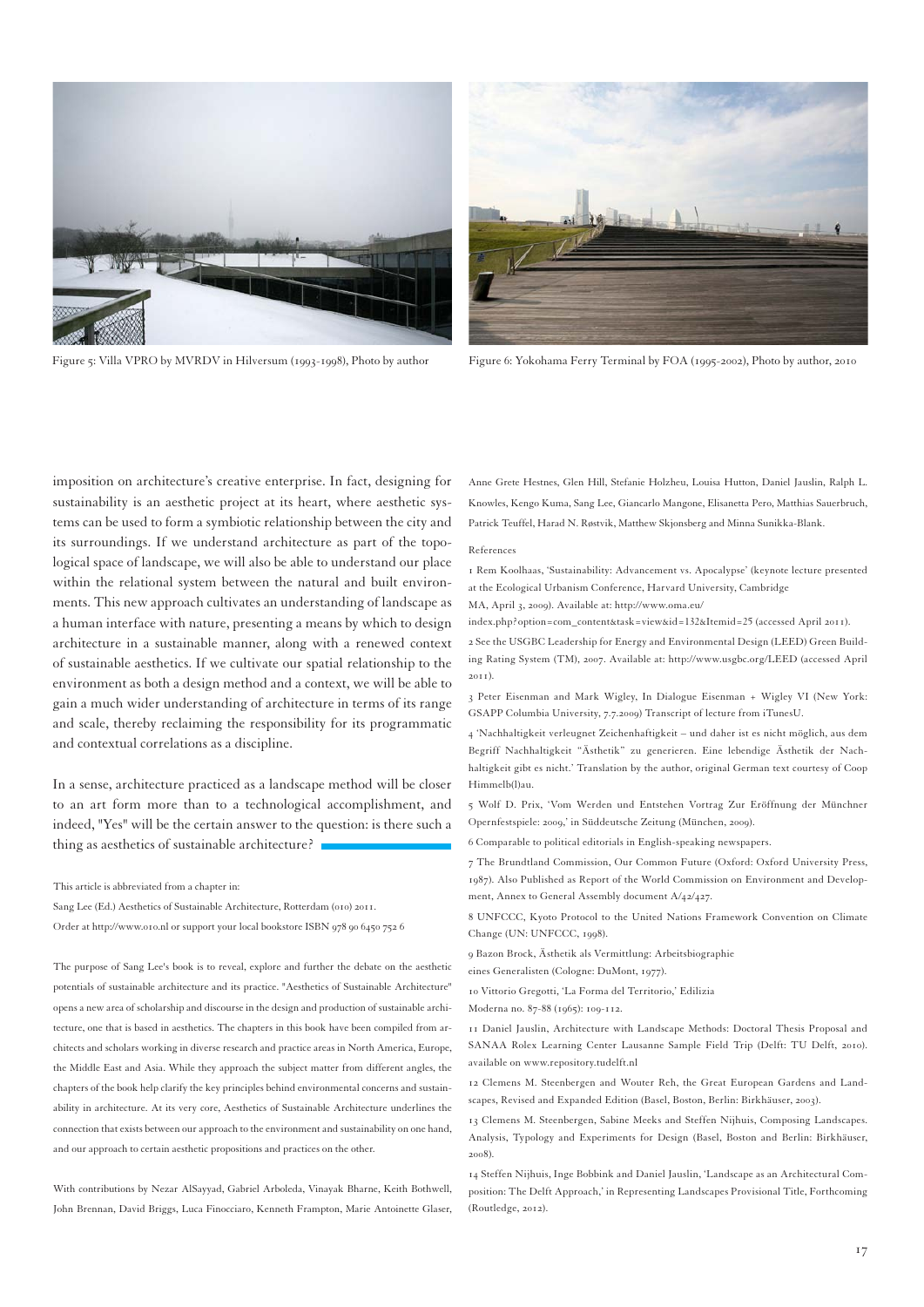Figure 5: Villa VPRO by MVRDV in Hilversum (1993-1998), Photo by author

Figure 6: Yokohama Ferry Terminal by FOA (1995-2002), Photo by author, 2010

imposition on architecture's creative enterprise. In fact, designing for sustainability is an aesthetic project at its heart, where aesthetic systems can be used to form a symbiotic relationship between the city and its surroundings. If we understand architecture as part of the topological space of landscape, we will also be able to understand our place within the relational system between the natural and built environments. This new approach cultivates an understanding of landscape as a human interface with nature, presenting a means by which to design architecture in a sustainable manner, along with a renewed context of sustainable aesthetics. If we cultivate our spatial relationship to the environment as both a design method and a context, we will be able to gain a much wider understanding of architecture in terms of its range and scale, thereby reclaiming the responsibility for its programmatic and contextual correlations as a discipline.

In a sense, architecture practiced as a landscape method will be closer to an art form more than to a technological accomplishment, and indeed, "Yes" will be the certain answer to the question: is there such a thing as aesthetics of sustainable architecture?

This article is abbreviated from a chapter in:
Sang Lee (Ed.) Aesthetics of Sustainable Architecture, Rotterdam (010) 2011.
Order at http://www.010.nl or support your local bookstore ISBN 978 90 6450 752 6

The purpose of Sang Lee's book is to reveal, explore and further the debate on the aesthetic potentials of sustainable architecture and its practice. "Aesthetics of Sustainable Architecture" opens a new area of scholarship and discourse in the design and production of sustainable architecture, one that is based in aesthetics. The chapters in this book have been compiled from architects and scholars working in diverse research and practice areas in North America, Europe, the Middle East and Asia. While they approach the subject matter from different angles, the chapters of the book help clarify the key principles behind environmental concerns and sustainability in architecture. At its very core, Aesthetics of Sustainable Architecture underlines the connection that exists between our approach to the environment and sustainability on one hand, and our approach to certain aesthetic propositions and practices on the other.

With contributions by Nezar AlSayyad, Gabriel Arboleda, Vinayak Bharne, Keith Bothwell, John Brennan, David Briggs, Luca Finocciaro, Kenneth Frampton, Marie Antoinette Glaser, Anne Grete Hestnes, Glen Hill, Stefanie Holzheu, Louisa Hutton, Daniel Jauslin, Ralph L. Knowles, Kengo Kuma, Sang Lee, Giancarlo Mangone, Elisanetta Pero, Matthias Sauerbruch, Patrick Teuffel, Harad N. Røstvik, Matthew Skjonsberg and Minna Sunikka-Blank.

References

1 Rem Koolhaas, 'Sustainability: Advancement vs. Apocalypse' (keynote lecture presented at the Ecological Urbanism Conference, Harvard University, Cambridge MA, April 3, 2009). Available at: http://www.oma.eu/index.php?option=com_content&task=view&id=132&Itemid=25 (accessed April 2011).

2 See the USGBC Leadership for Energy and Environmental Design (LEED) Green Building Rating System (TM), 2007. Available at: http://www.usgbc.org/LEED (accessed April 2011).

3 Peter Eisenman and Mark Wigley, In Dialogue Eisenman + Wigley VI (New York: GSAPP Columbia University, 7.7.2009) Transcript of lecture from iTunesU.

4 'Nachhaltigkeit verleugnet Zeichenhaftigkeit – und daher ist es nicht möglich, aus dem Begriff Nachhaltigkeit "Ästhetik" zu generieren. Eine lebendige Ästhetik der Nachhaltigkeit gibt es nicht.' Translation by the author, original German text courtesy of Coop Himmelb(l)au.

5 Wolf D. Prix, 'Vom Werden und Entstehen Vortrag Zur Eröffnung der Münchner Opernfestspiele: 2009,' in Süddeutsche Zeitung (München, 2009).

6 Comparable to political editorials in English-speaking newspapers.

7 The Brundtland Commission, Our Common Future (Oxford: Oxford University Press, 1987). Also Published as Report of the World Commission on Environment and Development, Annex to General Assembly document A/42/427.

8 UNFCCC, Kyoto Protocol to the United Nations Framework Convention on Climate Change (UN: UNFCCC, 1998).

9 Bazon Brock, Ästhetik als Vermittlung: Arbeitsbiographie eines Generalisten (Cologne: DuMont, 1977).

10 Vittorio Gregotti, 'La Forma del Territorio,' Edilizia Moderna no. 87-88 (1965): 109-112.

11 Daniel Jauslin, Architecture with Landscape Methods: Doctoral Thesis Proposal and SANAA Rolex Learning Center Lausanne Sample Field Trip (Delft: TU Delft, 2010). available on www.repository.tudelft.nl

12 Clemens M. Steenbergen and Wouter Reh, the Great European Gardens and Landscapes, Revised and Expanded Edition (Basel, Boston, Berlin: Birkhäuser, 2003).

13 Clemens M. Steenbergen, Sabine Meeks and Steffen Nijhuis, Composing Landscapes. Analysis, Typology and Experiments for Design (Basel, Boston and Berlin: Birkhäuser, 2008).

14 Steffen Nijhuis, Inge Bobbink and Daniel Jauslin, 'Landscape as an Architectural Composition: The Delft Approach,' in Representing Landscapes Provisional Title, Forthcoming (Routledge, 2012).